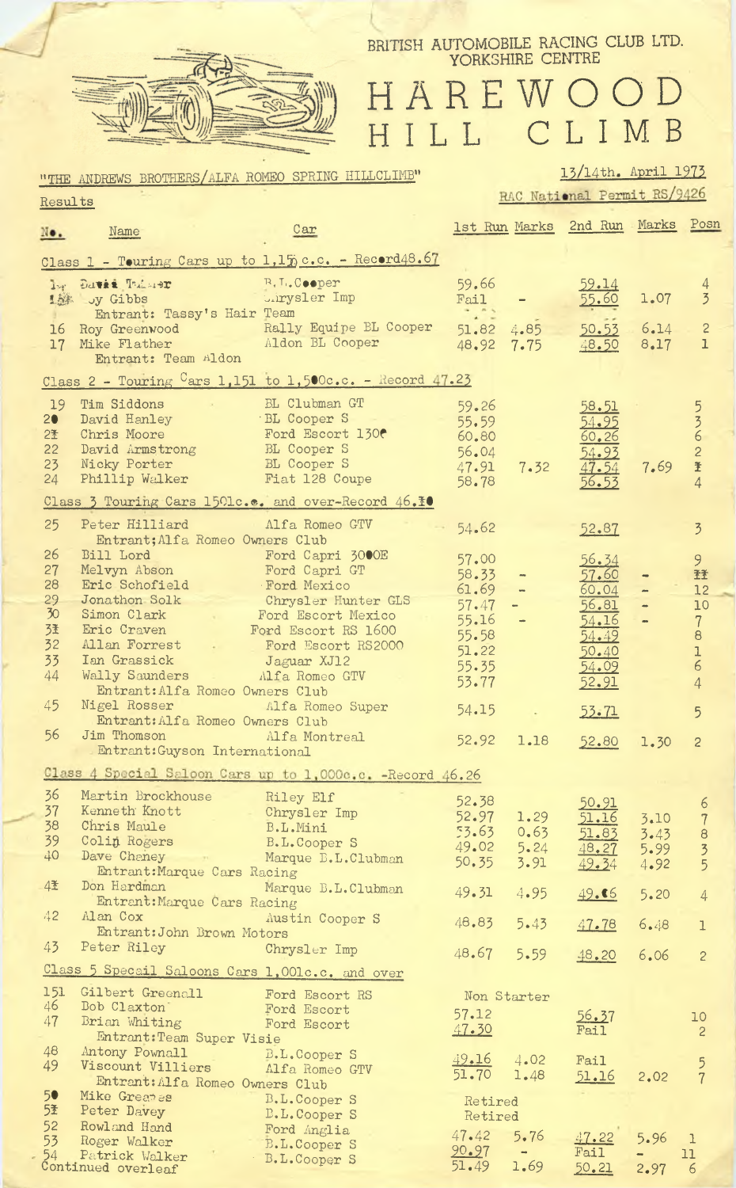BRITISH AUTOMOBILE RACING CLUB LTD.
YORKSHIRE CENTRE

# HAREWOOD HILL CLIMB

"THE ANDREWS BROTHERS/ALFA ROMEO SPRING HILLCLIMB"

13/14th. April 1973

RAC National Permit RS/9426

Results

| No. | Name | Car | 1st Run | Marks | 2nd Run | Marks | Posn |
|---|---|---|---|---|---|---|---|
| **Class 1 - Touring Cars up to 1,150c.c. - Record 48.67** | | | | | | | |
| 14 | David Turner | B.L.Cooper | 59.66 | | 59.14 | | 4 |
| 15 | Roy Gibbs | Chrysler Imp | Fail | - | 55.60 | 1.07 | 3 |
| | Entrant: Tassy's Hair Team | | | | | | |
| 16 | Roy Greenwood | Rally Equipe BL Cooper | 51.82 | 4.85 | 50.53 | 6.14 | 2 |
| 17 | Mike Flather | Aldon BL Cooper | 48.92 | 7.75 | 48.50 | 8.17 | 1 |
| | Entrant: Team Aldon | | | | | | |
| **Class 2 - Touring Cars 1,151 to 1,500c.c. - Record 47.23** | | | | | | | |
| 19 | Tim Siddons | BL Clubman GT | 59.26 | | 58.51 | | 5 |
| 20 | David Hanley | BL Cooper S | 55.59 | | 54.95 | | 3 |
| 21 | Chris Moore | Ford Escort 1300 | 60.80 | | 60.26 | | 6 |
| 22 | David Armstrong | BL Cooper S | 56.04 | | 54.93 | | 2 |
| 23 | Nicky Porter | BL Cooper S | 47.91 | 7.32 | 47.54 | 7.69 | 1 |
| 24 | Phillip Walker | Fiat 128 Coupe | 58.78 | | 56.53 | | 4 |
| **Class 3 Touring Cars 1501c.c. and over-Record 46.10** | | | | | | | |
| 25 | Peter Hilliard | Alfa Romeo GTV | 54.62 | | 52.87 | | 3 |
| | Entrant; Alfa Romeo Owners Club | | | | | | |
| 26 | Bill Lord | Ford Capri 3000E | 57.00 | | 56.34 | | 9 |
| 27 | Melvyn Abson | Ford Capri GT | 58.33 | - | 57.60 | - | 11 |
| 28 | Eric Schofield | Ford Mexico | 61.69 | - | 60.04 | - | 12 |
| 29 | Jonathon Solk | Chrysler Hunter GLS | 57.47 | - | 56.81 | - | 10 |
| 30 | Simon Clark | Ford Escort Mexico | 55.16 | - | 54.16 | - | 7 |
| 31 | Eric Craven | Ford Escort RS 1600 | 55.58 | | 54.49 | | 8 |
| 32 | Allan Forrest | Ford Escort RS2000 | 51.22 | | 50.40 | | 1 |
| 33 | Ian Grassick | Jaguar XJ12 | 55.35 | | 54.09 | | 6 |
| 44 | Wally Saunders | Alfa Romeo GTV | 53.77 | | 52.91 | | 4 |
| | Entrant: Alfa Romeo Owners Club | | | | | | |
| 45 | Nigel Rosser | Alfa Romeo Super | 54.15 | | 53.71 | | 5 |
| | Entrant: Alfa Romeo Owners Club | | | | | | |
| 56 | Jim Thomson | Alfa Montreal | 52.92 | 1.18 | 52.80 | 1.30 | 2 |
| | Entrant: Guyson International | | | | | | |
| **Class 4 Special Saloon Cars up to 1,000c.c. -Record 46.26** | | | | | | | |
| 36 | Martin Brockhouse | Riley Elf | 52.38 | | 50.91 | | 6 |
| 37 | Kenneth Knott | Chrysler Imp | 52.97 | 1.29 | 51.16 | 3.10 | 7 |
| 38 | Chris Maule | B.L.Mini | 53.63 | 0.63 | 51.83 | 3.43 | 8 |
| 39 | Colin Rogers | B.L.Cooper S | 49.02 | 5.24 | 48.27 | 5.99 | 3 |
| 40 | Dave Cheney | Marque B.L.Clubman | 50.35 | 3.91 | 49.34 | 4.92 | 5 |
| | Entrant: Marque Cars Racing | | | | | | |
| 41 | Don Hardman | Marque B.L.Clubman | 49.31 | 4.95 | 49.06 | 5.20 | 4 |
| | Entrant: Marque Cars Racing | | | | | | |
| 42 | Alan Cox | Austin Cooper S | 48.83 | 5.43 | 47.78 | 6.48 | 1 |
| | Entrant: John Brown Motors | | | | | | |
| 43 | Peter Riley | Chrysler Imp | 48.67 | 5.59 | 48.20 | 6.06 | 2 |
| **Class 5 Specail Saloons Cars 1,001c.c. and over** | | | | | | | |
| 151 | Gilbert Greenall | Ford Escort RS | Non Starter | | | | |
| 46 | Bob Claxton | Ford Escort | 57.12 | | 56.37 | | 10 |
| 47 | Brian Whiting | Ford Escort | 47.30 | | Fail | | 2 |
| | Entrant: Team Super Visie | | | | | | |
| 48 | Antony Pownall | B.L.Cooper S | 49.16 | 4.02 | Fail | | 5 |
| 49 | Viscount Villiers | Alfa Romeo GTV | 51.70 | 1.48 | 51.16 | 2.02 | 7 |
| | Entrant: Alfa Romeo Owners Club | | | | | | |
| 50 | Mike Greaves | B.L.Cooper S | Retired | | | | |
| 51 | Peter Davey | B.L.Cooper S | Retired | | | | |
| 52 | Rowland Hand | Ford Anglia | 47.42 | 5.76 | 47.22 | 5.96 | 1 |
| 53 | Roger Walker | B.L.Cooper S | 90.97 | - | Fail | - | 11 |
| 54 | Patrick Walker | B.L.Cooper S | 51.49 | 1.69 | 50.21 | 2.97 | 6 |

Continued overleaf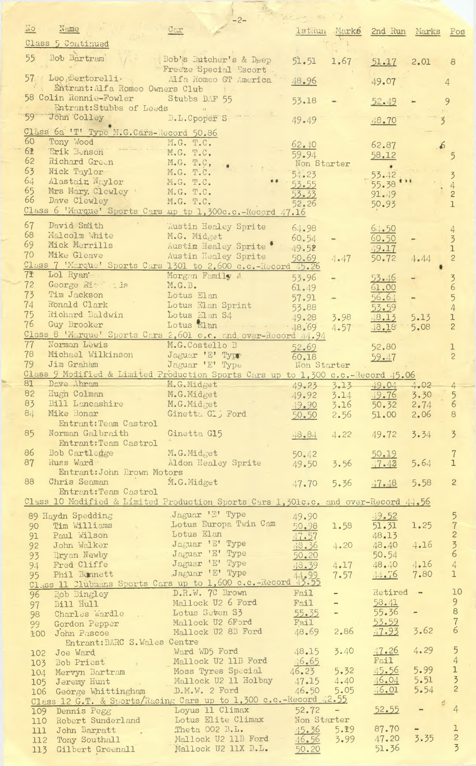| No | Name | Car | 1st Run | Marks | 2nd Run | Marks | Pos |
|---|---|---|---|---|---|---|---|
| **Class 5 Continued** | | | | | | | |
| 55 | Bob Bartram | Bob's Butcher's & Deep Freeze Special Escort | 51.51 | 1.67 | 51.17 | 2.01 | 8 |
| 57 | Leo Bertorelli. Entrant:Alfa Romeo Owners Club | Alfa Romeo GT America | 48.96 | | 49.07 | | 4 |
| 58 | Colin Rennie-Fowler Entrant:Stubbs of Leeds | Stubbs DAF 55 | 53.18 | - | 52.49 | - | 9 |
| 59 | John Colley | B.L.Cooper S | 49.49 | | 48.70 | | 3 |
| **Class 6a 'T' Type M.G.Cars-Record 50.86** | | | | | | | |
| 60 | Tony Wood | M.G. T.C. | 62.40 | | 62.87 | | 6 |
| 61 | Erik Benson | M.G. T.C. | 59.94 | | 58.12 | | 5 |
| 62 | Richard Green | M.G. T.C, | Non Starter | | | | |
| 63 | Nick Taylor | M.G. T.C. | 54.23 | | 53.42 | | 3 |
| 64 | Alastair Naylor | M.G. T.C. | 53.55 | | 55.38 | | 4 |
| 65 | Mrs Mary Clewley | M.G. T.C. | 53.33 | | 91.49 | | 2 |
| 66 | Dave Clewley | M.G. T.C. | 52.26 | | 50.93 | | 1 |
| **Class 6 'Marque' Sports Cars up to 1,300c.c.-Record 47.16** | | | | | | | |
| 67 | David Smith | Austin Healey Sprite | 64.98 | | 64.50 | | 4 |
| 68 | Malcolm White | M.G. Midget | 60.54 | - | 60.50 | - | 3 |
| 69 | Mick Merrills | Austin Healey Sprite | 49.58 | | 49.17 | | 1 |
| 70 | Mike Gleave | Austin Healey Sprite | 50.69 | 4.47 | 50.72 | 4.44 | 2 |
| **Class 7 'Marque' Sports Cars 1301 to 2,600 c.c.-Record 45.26** | | | | | | | |
| 71 | Lol Ryan | Morgan Family 4 | 53.96 | - | 53.46 | - | 3 |
| 72 | George Ri... ls | M.G.B. | 61.49 | | 61.00 | | 6 |
| 73 | Tim Jackson | Lotus Elan | 57.91 | - | 56.64 | - | 5 |
| 74 | Ronald Clark | Lotus Elan Sprint | 53.88 | | 53.59 | | 4 |
| 75 | Richard Baldwin | Lotus Elan S4 | 49.28 | 3.98 | 48.13 | 5.13 | 1 |
| 76 | Guy Brooker | Lotus Elan | 48.69 | 4.57 | 48.18 | 5.08 | 2 |
| **Class 8 'Marque' Sports Cars 2,601 c.c. and over-Record 44.94** | | | | | | | |
| 77 | Norman Lewis | M.G.Costello B | 52.69 | | 52.80 | | 1 |
| 78 | Michael Wilkinson | Jaguar 'E' Type | 60.18 | | 59.47 | | 2 |
| 79 | Jim Graham | Jaguar 'E' Type | Non Starter | | | | |
| **Class 9 Modified & Limited Production Sports Cars up to 1,300 c.c.-Record 45.06** | | | | | | | |
| 81 | Dave Abram | M.G.Midget | 49.23 | 3.13 | 49.04 | 4.02 | 4 |
| 82 | Hugh Colman | M.G.Midget | 49.92 | 3.14 | 49.76 | 3.30 | 5 |
| 83 | Bill Lancashire | M.G.Midget | 49.90 | 3.16 | 50.32 | 2.74 | 6 |
| 84 | Mike Bonar Entrant:Team Castrol | Ginetta G15 Ford | 50.50 | 2.56 | 51.00 | 2.06 | 8 |
| 85 | Norman Galbraith Entrant:Team Castrol | Ginetta G15 | 48.84 | 4.22 | 49.72 | 3.34 | 3 |
| 86 | Bob Cartledge | M.G.Midget | 50.42 | | 50.19 | | 7 |
| 87 | Russ Ward Entrant:John Brown Motors | Aldon Healey Sprite | 49.50 | 3.56 | 47.42 | 5.64 | 1 |
| 88 | Chris Seaman Entrant:Team Castrol | M.G.Midget | 47.70 | 5.36 | 47.48 | 5.58 | 2 |
| **Class 10 Modified & Limited Production Sports Cars 1,301c.c. and over-Record 44.56** | | | | | | | |
| 89 | Haydn Spedding | Jaguar 'E' Type | 49.90 | | 49.52 | | 5 |
| 90 | Tim Williams | Lotus Europa Twin Cam | 50.98 | 1.58 | 51.31 | 1.25 | 7 |
| 91 | Paul Wilson | Lotus Elan | 47.57 | | 48.13 | | 2 |
| 92 | John Walker | Jaguar 'E' Type | 48.36 | 4.20 | 48.40 | 4.16 | 3 |
| 93 | Bryan Newby | Jaguar 'E' Type | 50.20 | | 50.54 | | 6 |
| 94 | Fred Cliffe | Jaguar 'E' Type | 48.39 | 4.17 | 48.40 | 4.16 | 4 |
| 95 | Phil Bennett | Jaguar 'E' Type | 44.99 | 7.57 | 44.76 | 7.80 | 1 |
| **Class 11 Clubmans Sports Cars up to 1,600 c.c.-Record 43.55** | | | | | | | |
| 96 | Bob Bingley | D.R.W. 7C Brown | Fail | - | Retired | - | 10 |
| 97 | Bill Hull | Mallock U2 6 Ford | Fail | - | 58.41 | | 9 |
| 98 | Charles Wardle | Lotus Seven S3 | 55.35 | - | 55.36 | - | 8 |
| 99 | Gordon Pepper | Mallock U2 6Ford | Fail | | 53.59 | | 7 |
| 100 | John Pascoe Entrant:BARC S.Wales Centre | Mallock U2 8B Ford | 48.69 | 2.86 | 47.93 | 3.62 | 6 |
| 102 | Joe Ward | Ward WD5 Ford | 48.15 | 3.40 | 47.26 | 4.29 | 5 |
| 103 | Bob Priest | Mallock U2 11B Ford | 46.65 | | Fail | | 4 |
| 104 | Mervyn Bartram | Moss Tyres Special | 46.23 | 5.32 | 45.56 | 5.99 | 1 |
| 105 | Jeremy Hunt | Mallock U2 11 Holbay | 47.15 | 4.40 | 46.04 | 5.51 | 3 |
| 106 | George Whittingham | D.M.W. 2 Ford | 46.50 | 5.05 | 46.01 | 5.54 | 2 |
| **Class 12 G.T. & Sports/Racing Cars up to 1,300 c.c.-Record 42.55** | | | | | | | |
| 109 | Dennis Pegg | Loyus 11 Climax | 52.72 | - | 52.55 | - | 4 |
| 110 | Robert Sunderland | Lotus Elite Climax | Non Starter | | | | |
| 111 | John Barratt | Theta 002 B.L. | 45.36 | 5.19 | 87.70 | - | 1 |
| 112 | Tony Southall | Mallock U2 11B Ford | 46.56 | 3.99 | 47.20 | 3.35 | 2 |
| 113 | Gilbert Greenall | Mallock U2 11X B.L. | 50.20 | | 51.36 | | 3 |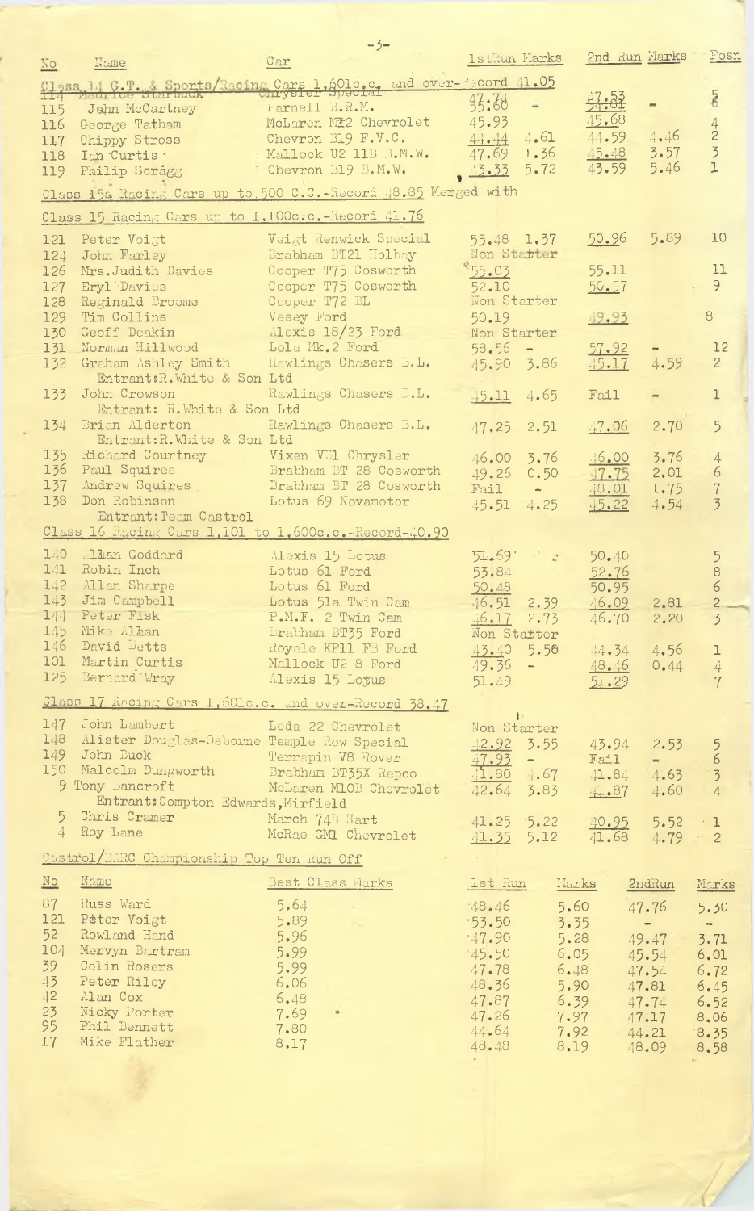| No | Name | Car | 1st Run | Marks | 2nd Run | Marks | Posn |
|---|---|---|---|---|---|---|---|
| **Class 14 G.T. & Sports/Racing Cars 1,601c.c. and over-Record 41.05** | | | | | | | |
| 114 | Maurice Starbuck | Chrysler Special | | | | | |
| 115 | John McCartney | Parnell B.R.M. | 47.74 55.60 | - | 47.53 54.81 | - | 5 6 |
| 116 | George Tatham | McLaren M12 Chevrolet | 45.93 | | 45.68 | | 4 |
| 117 | Chippy Stross | Chevron B19 F.V.C. | 44.44 | 4.61 | 44.59 | 4.46 | 2 |
| 118 | Ian Curtis | Mallock U2 11B B.M.W. | 47.69 | 1.36 | 45.48 | 3.57 | 3 |
| 119 | Philip Scragg | Chevron B19 B.M.W. | 43.33 | 5.72 | 43.59 | 5.46 | 1 |
| **Class 15a Racing Cars up to 500 C.C.-Record 48.85 Merged with** | | | | | | | |
| **Class 15 Racing Cars up to 1,100c.c.-Record 41.76** | | | | | | | |
| 121 | Peter Voigt | Voigt Renwick Special | 55.48 | 1.37 | 50.96 | 5.89 | 10 |
| 124 | John Farley | Brabham BT21 Holbay | Non Starter | | | | |
| 126 | Mrs. Judith Davies | Cooper T75 Cosworth | 55.03 | | 55.11 | | 11 |
| 127 | Eryl Davies | Cooper T75 Cosworth | 52.10 | | 50.27 | | 9 |
| 128 | Reginald Broome | Cooper T72 BL | Non Starter | | | | |
| 129 | Tim Collins | Vesey Ford | 50.19 | | 49.93 | | 8 |
| 130 | Geoff Deakin | Alexis 18/23 Ford | Non Starter | | | | |
| 131 | Norman Hillwood | Lola Mk.2 Ford | 58.56 | - | 57.92 | - | 12 |
| 132 | Graham Ashley Smith<br>Entrant: R.White & Son Ltd | Rawlings Chasers B.L. | 45.90 | 3.86 | 45.17 | 4.59 | 2 |
| 133 | John Crowson<br>Entrant: R.White & Son Ltd | Rawlings Chasers B.L. | 45.11 | 4.65 | Fail | - | 1 |
| 134 | Brian Alderton<br>Entrant: R.White & Son Ltd | Rawlings Chasers B.L. | 47.25 | 2.51 | 47.06 | 2.70 | 5 |
| 135 | Richard Courtney | Vixen VE1 Chrysler | 46.00 | 3.76 | 46.00 | 3.76 | 4 |
| 136 | Paul Squires | Brabham BT 28 Cosworth | 49.26 | 0.50 | 47.75 | 2.01 | 6 |
| 137 | Andrew Squires | Brabham BT 28 Cosworth | Fail | - | 48.01 | 1.75 | 7 |
| 138 | Don Robinson<br>Entrant: Team Castrol | Lotus 69 Novamotor | 45.51 | 4.25 | 45.22 | 4.54 | 3 |
| **Class 16 Racing Cars 1,101 to 1,600c.c.-Record-40.90** | | | | | | | |
| 140 | Allan Goddard | Alexis 15 Lotus | 51.69 | | 50.40 | | 5 |
| 141 | Robin Inch | Lotus 61 Ford | 53.84 | | 52.76 | | 8 |
| 142 | Allan Sharpe | Lotus 61 Ford | 50.48 | | 50.95 | | 6 |
| 143 | Jim Campbell | Lotus 51a Twin Cam | 46.51 | 2.39 | 46.09 | 2.81 | 2 |
| 144 | Peter Fisk | P.M.F. 2 Twin Cam | 46.17 | 2.73 | 46.70 | 2.20 | 3 |
| 145 | Mike Allan | Brabham BT35 Ford | Non Starter | | | | |
| 146 | David Betts | Royale KP11 FB Ford | 43.40 | 5.50 | 44.34 | 4.56 | 1 |
| 101 | Martin Curtis | Mallock U2 8 Ford | 49.36 | - | 48.46 | 0.44 | 4 |
| 125 | Bernard Wray | Alexis 15 Lotus | 51.49 | | 51.29 | | 7 |
| **Class 17 Racing Cars 1,601c.c. and over-Record 38.47** | | | | | | | |
| 147 | John Lambert | Leda 22 Chevrolet | Non Starter | | | | |
| 148 | Alister Douglas-Osborne | Temple Row Special | 42.92 | 3.55 | 43.94 | 2.53 | 5 |
| 149 | John Buck | Terrapin V8 Rover | 47.93 | - | Fail | - | 6 |
| 150 | Malcolm Dungworth | Brabham BT35X Repco | 41.80 | 4.67 | 41.84 | 4.63 | 3 |
| 9 | Tony Bancroft<br>Entrant: Compton Edwards, Mirfield | McLaren M10B Chevrolet | 42.64 | 3.83 | 41.87 | 4.60 | 4 |
| 5 | Chris Cramer | March 74B Hart | 41.25 | 5.22 | 40.95 | 5.52 | 1 |
| 4 | Roy Lane | McRae GM1 Chevrolet | 41.35 | 5.12 | 41.68 | 4.79 | 2 |

## Castrol/BARC Championship Top Ten Run Off

| No | Name | Best Class Marks | 1st Run | Marks | 2nd Run | Marks |
|---|---|---|---|---|---|---|
| 87 | Russ Ward | 5.64 | 48.46 | 5.60 | 47.76 | 5.30 |
| 121 | Peter Voigt | 5.89 | 53.50 | 3.35 | - | - |
| 52 | Rowland Hand | 5.96 | 47.90 | 5.28 | 49.47 | 3.71 |
| 104 | Mervyn Bartram | 5.99 | 45.50 | 6.05 | 45.54 | 6.01 |
| 39 | Colin Rosers | 5.99 | 47.78 | 6.48 | 47.54 | 6.72 |
| 43 | Peter Riley | 6.06 | 48.36 | 5.90 | 47.81 | 6.45 |
| 42 | Alan Cox | 6.48 | 47.87 | 6.39 | 47.74 | 6.52 |
| 23 | Nicky Porter | 7.69 | 47.26 | 7.97 | 47.17 | 8.06 |
| 95 | Phil Bennett | 7.80 | 44.64 | 7.92 | 44.21 | 8.35 |
| 17 | Mike Flather | 8.17 | 48.48 | 8.19 | 48.09 | 8.58 |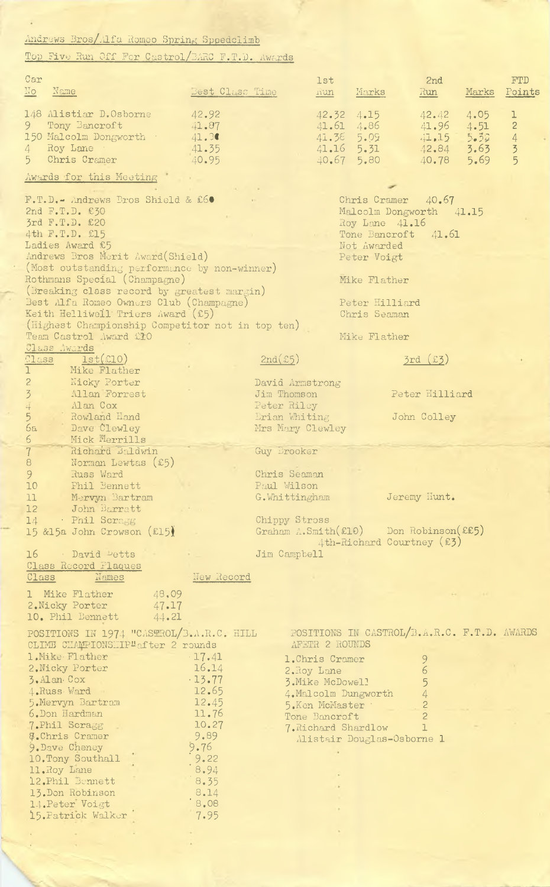Andrews Bros/Alfa Romeo Spring Speedclimb

Top Five Run Off For Castrol/BARC F.T.D. Awards

| Car No | Name | Best Class Time | 1st Run | Marks | 2nd Run | Marks | FTD Points |
|---|---|---|---|---|---|---|---|
| 148 | Alistiar D.Osborne | 42.92 | 42.32 | 4.15 | 42.42 | 4.05 | 1 |
| 9 | Tony Bancroft | 41.87 | 41.61 | 4.86 | 41.96 | 4.51 | 2 |
| 150 | Malcolm Dongworth | 41.34 | 41.38 | 5.09 | 41.15 | 5.32 | 4 |
| 4 | Roy Lane | 41.35 | 41.16 | 5.31 | 42.84 | 3.63 | 3 |
| 5 | Chris Cramer | 40.95 | 40.67 | 5.80 | 40.78 | 5.69 | 5 |

Awards for this Meeting

| | |
|---|---|
| F.T.D.- Andrews Bros Shield & £60 | Chris Cramer 40.67 |
| 2nd F.T.D. £30 | Malcolm Dongworth 41.15 |
| 3rd F.T.D. £20 | Roy Lane 41.16 |
| 4th F.T.D. £15 | Tone Bancroft 41.61 |
| Ladies Award £5 | Not Awarded |
| Andrews Bros Merit Award(Shield) (Most outstanding performance by non-winner) | Peter Voigt |
| Rothmans Special (Champagne) (Breaking class record by greatest margin) | Mike Flather |
| Best Alfa Romeo Owners Club (Champagne) | Peter Hilliard |
| Keith Helliwell Triers Award (£5) (Highest Championship Competitor not in top ten) | Chris Seaman |
| Team Castrol Award £10 | Mike Flather |

Class Awards

| Class | 1st(£10) | 2nd(£5) | 3rd (£3) |
|---|---|---|---|
| 1 | Mike Flather | | |
| 2 | Nicky Porter | David Armstrong | |
| 3 | Allan Forrest | Jim Thomson | Peter Hilliard |
| 4 | Alan Cox | Peter Riley | |
| 5 | Rowland Hand | Brian Whiting | John Colley |
| 6a | Dave Clewley | Mrs Mary Clewley | |
| 6 | Mick Merrills | | |
| 7 | Richard Baldwin | Guy Brooker | |
| 8 | Norman Lewtas (£5) | | |
| 9 | Russ Ward | Chris Seaman | |
| 10 | Phil Bennett | Paul Wilson | |
| 11 | Mervyn Bartram | G.Whittingham | Jeremy Hunt. |
| 12 | John Barratt | | |
| 14 | Phil Scragg | Chippy Stross | |
| 15 &15a | John Crowson (£15) | Graham A.Smith(£10) | Don Robinson(££5) 4th-Richard Courtney (£3) |
| 16 | David Petts | Jim Campbell | |

Class Record Plaques

| Class Names | New Record |
|---|---|
| 1 Mike Flather | 48.09 |
| 2.Nicky Porter | 47.17 |
| 10. Phil Bennett | 44.21 |

POSITIONS IN 1974 "CASTROL/B.A.R.C. HILL CLIMB CHAMPIONSHIP" after 2 rounds

| | |
|---|---|
| 1.Mike Flather | 17.41 |
| 2.Nicky Porter | 16.14 |
| 3.Alan Cox | 13.77 |
| 4.Russ Ward | 12.65 |
| 5.Mervyn Bartram | 12.45 |
| 6.Don Hardman | 11.76 |
| 7.Phil Scragg | 10.27 |
| 8.Chris Cramer | 9.89 |
| 9.Dave Cheney | 9.76 |
| 10.Tony Southall | 9.22 |
| 11.Roy Lane | 8.94 |
| 12.Phil Bennett | 8.35 |
| 13.Don Robinson | 8.14 |
| 14.Peter Voigt | 8.08 |
| 15.Patrick Walker | 7.95 |

POSITIONS IN CASTROL/B.A.R.C. F.T.D. AWARDS AFETR 2 ROUNDS

| | |
|---|---|
| 1.Chris Cramer | 9 |
| 2.Roy Lane | 6 |
| 3.Mike McDowell | 5 |
| 4.Malcolm Dungworth | 4 |
| 5.Ken McMaster | 2 |
| Tone Bancroft | 2 |
| 7.Richard Shardlow | 1 |
| Alistair Douglas-Osborne | 1 |